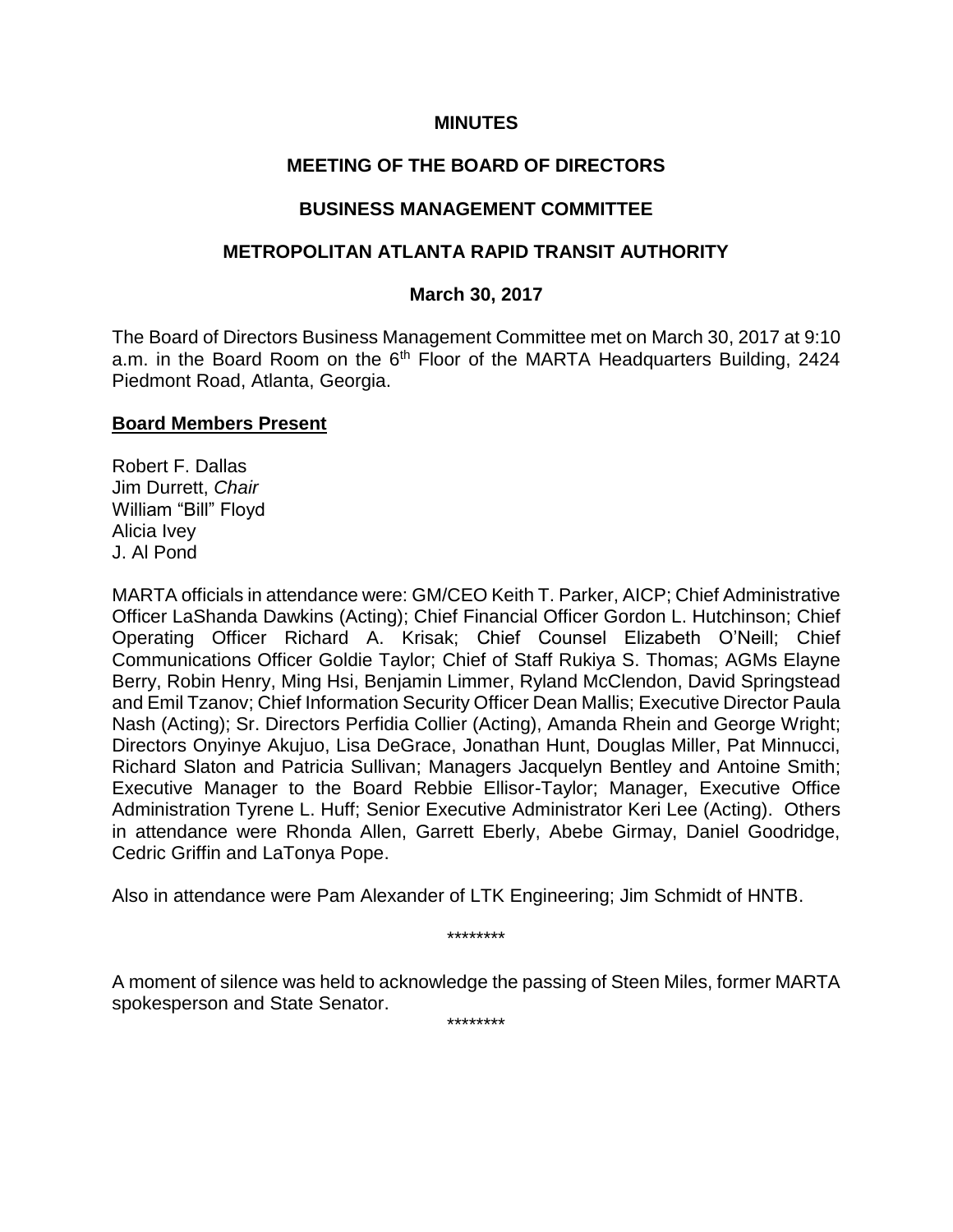**MINUTES**

**MEETING OF THE BOARD OF DIRECTORS**

**BUSINESS MANAGEMENT COMMITTEE**

**METROPOLITAN ATLANTA RAPID TRANSIT AUTHORITY**

**March 30, 2017**

The Board of Directors Business Management Committee met on March 30, 2017 at 9:10 a.m. in the Board Room on the 6th Floor of the MARTA Headquarters Building, 2424 Piedmont Road, Atlanta, Georgia.

**Board Members Present**

Robert F. Dallas
Jim Durrett, *Chair*
William "Bill" Floyd
Alicia Ivey
J. Al Pond

MARTA officials in attendance were: GM/CEO Keith T. Parker, AICP; Chief Administrative Officer LaShanda Dawkins (Acting); Chief Financial Officer Gordon L. Hutchinson; Chief Operating Officer Richard A. Krisak; Chief Counsel Elizabeth O'Neill; Chief Communications Officer Goldie Taylor; Chief of Staff Rukiya S. Thomas; AGMs Elayne Berry, Robin Henry, Ming Hsi, Benjamin Limmer, Ryland McClendon, David Springstead and Emil Tzanov; Chief Information Security Officer Dean Mallis; Executive Director Paula Nash (Acting); Sr. Directors Perfidia Collier (Acting), Amanda Rhein and George Wright; Directors Onyinye Akujuo, Lisa DeGrace, Jonathan Hunt, Douglas Miller, Pat Minnucci, Richard Slaton and Patricia Sullivan; Managers Jacquelyn Bentley and Antoine Smith; Executive Manager to the Board Rebbie Ellisor-Taylor; Manager, Executive Office Administration Tyrene L. Huff; Senior Executive Administrator Keri Lee (Acting). Others in attendance were Rhonda Allen, Garrett Eberly, Abebe Girmay, Daniel Goodridge, Cedric Griffin and LaTonya Pope.

Also in attendance were Pam Alexander of LTK Engineering; Jim Schmidt of HNTB.

********

A moment of silence was held to acknowledge the passing of Steen Miles, former MARTA spokesperson and State Senator.

********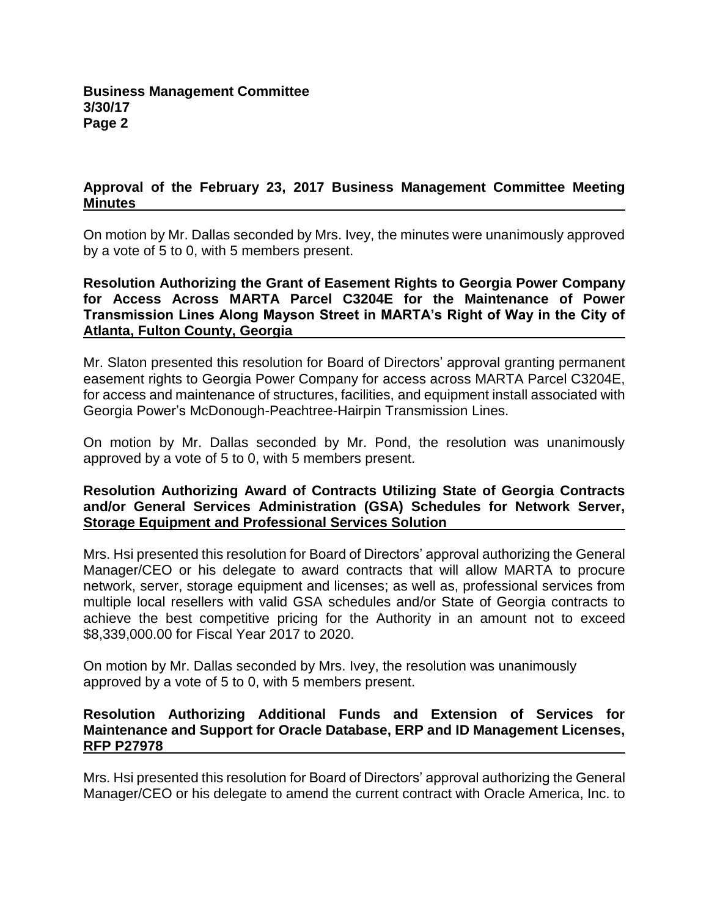### Approval of the February 23, 2017 Business Management Committee Meeting Minutes

On motion by Mr. Dallas seconded by Mrs. Ivey, the minutes were unanimously approved by a vote of 5 to 0, with 5 members present.

### Resolution Authorizing the Grant of Easement Rights to Georgia Power Company for Access Across MARTA Parcel C3204E for the Maintenance of Power Transmission Lines Along Mayson Street in MARTA's Right of Way in the City of Atlanta, Fulton County, Georgia

Mr. Slaton presented this resolution for Board of Directors' approval granting permanent easement rights to Georgia Power Company for access across MARTA Parcel C3204E, for access and maintenance of structures, facilities, and equipment install associated with Georgia Power's McDonough-Peachtree-Hairpin Transmission Lines.

On motion by Mr. Dallas seconded by Mr. Pond, the resolution was unanimously approved by a vote of 5 to 0, with 5 members present.

### Resolution Authorizing Award of Contracts Utilizing State of Georgia Contracts and/or General Services Administration (GSA) Schedules for Network Server, Storage Equipment and Professional Services Solution

Mrs. Hsi presented this resolution for Board of Directors' approval authorizing the General Manager/CEO or his delegate to award contracts that will allow MARTA to procure network, server, storage equipment and licenses; as well as, professional services from multiple local resellers with valid GSA schedules and/or State of Georgia contracts to achieve the best competitive pricing for the Authority in an amount not to exceed \$8,339,000.00 for Fiscal Year 2017 to 2020.

On motion by Mr. Dallas seconded by Mrs. Ivey, the resolution was unanimously approved by a vote of 5 to 0, with 5 members present.

### Resolution Authorizing Additional Funds and Extension of Services for Maintenance and Support for Oracle Database, ERP and ID Management Licenses, RFP P27978

Mrs. Hsi presented this resolution for Board of Directors' approval authorizing the General Manager/CEO or his delegate to amend the current contract with Oracle America, Inc. to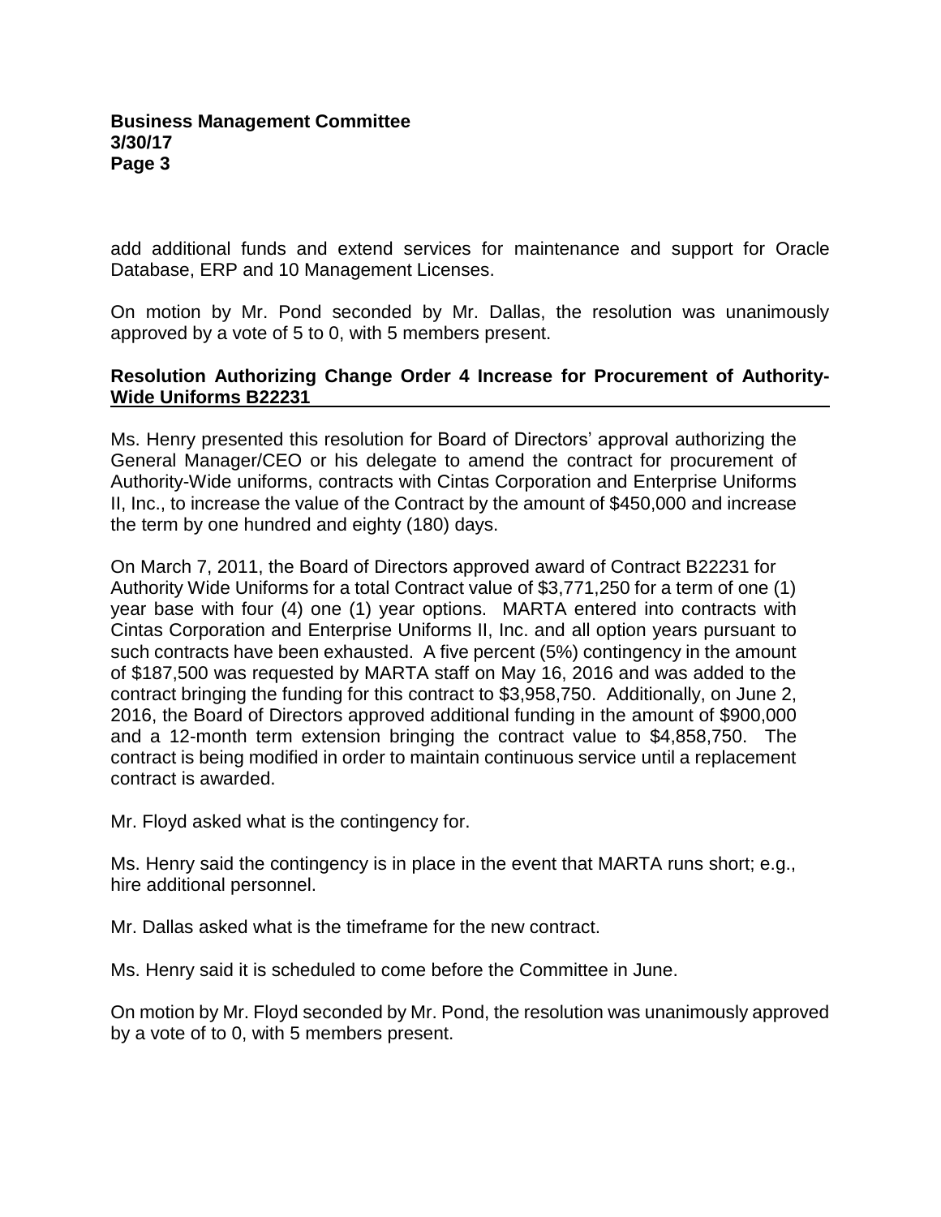add additional funds and extend services for maintenance and support for Oracle Database, ERP and 10 Management Licenses.

On motion by Mr. Pond seconded by Mr. Dallas, the resolution was unanimously approved by a vote of 5 to 0, with 5 members present.

**Resolution Authorizing Change Order 4 Increase for Procurement of Authority-Wide Uniforms B22231**

Ms. Henry presented this resolution for Board of Directors' approval authorizing the General Manager/CEO or his delegate to amend the contract for procurement of Authority-Wide uniforms, contracts with Cintas Corporation and Enterprise Uniforms II, Inc., to increase the value of the Contract by the amount of $450,000 and increase the term by one hundred and eighty (180) days.

On March 7, 2011, the Board of Directors approved award of Contract B22231 for Authority Wide Uniforms for a total Contract value of $3,771,250 for a term of one (1) year base with four (4) one (1) year options. MARTA entered into contracts with Cintas Corporation and Enterprise Uniforms II, Inc. and all option years pursuant to such contracts have been exhausted. A five percent (5%) contingency in the amount of $187,500 was requested by MARTA staff on May 16, 2016 and was added to the contract bringing the funding for this contract to $3,958,750. Additionally, on June 2, 2016, the Board of Directors approved additional funding in the amount of $900,000 and a 12-month term extension bringing the contract value to $4,858,750. The contract is being modified in order to maintain continuous service until a replacement contract is awarded.

Mr. Floyd asked what is the contingency for.

Ms. Henry said the contingency is in place in the event that MARTA runs short; e.g., hire additional personnel.

Mr. Dallas asked what is the timeframe for the new contract.

Ms. Henry said it is scheduled to come before the Committee in June.

On motion by Mr. Floyd seconded by Mr. Pond, the resolution was unanimously approved by a vote of to 0, with 5 members present.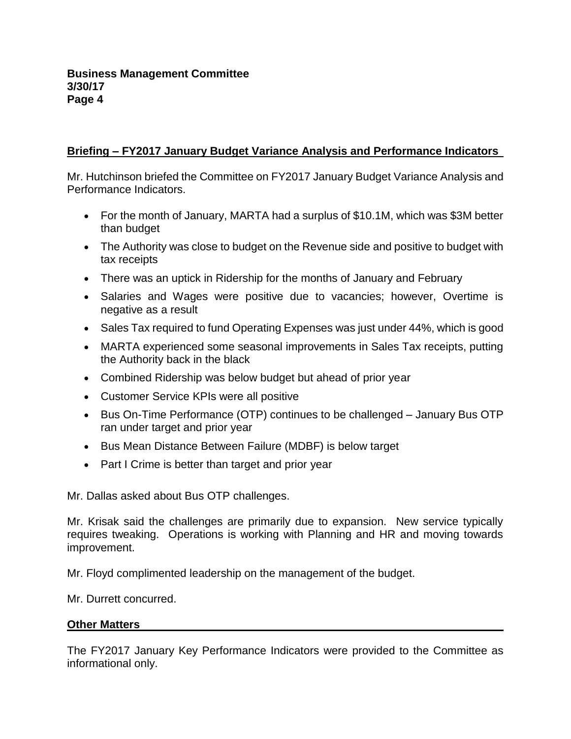## Briefing – FY2017 January Budget Variance Analysis and Performance Indicators

Mr. Hutchinson briefed the Committee on FY2017 January Budget Variance Analysis and Performance Indicators.

- For the month of January, MARTA had a surplus of $10.1M, which was $3M better than budget
- The Authority was close to budget on the Revenue side and positive to budget with tax receipts
- There was an uptick in Ridership for the months of January and February
- Salaries and Wages were positive due to vacancies; however, Overtime is negative as a result
- Sales Tax required to fund Operating Expenses was just under 44%, which is good
- MARTA experienced some seasonal improvements in Sales Tax receipts, putting the Authority back in the black
- Combined Ridership was below budget but ahead of prior year
- Customer Service KPIs were all positive
- Bus On-Time Performance (OTP) continues to be challenged – January Bus OTP ran under target and prior year
- Bus Mean Distance Between Failure (MDBF) is below target
- Part I Crime is better than target and prior year

Mr. Dallas asked about Bus OTP challenges.

Mr. Krisak said the challenges are primarily due to expansion. New service typically requires tweaking. Operations is working with Planning and HR and moving towards improvement.

Mr. Floyd complimented leadership on the management of the budget.

Mr. Durrett concurred.

## Other Matters

The FY2017 January Key Performance Indicators were provided to the Committee as informational only.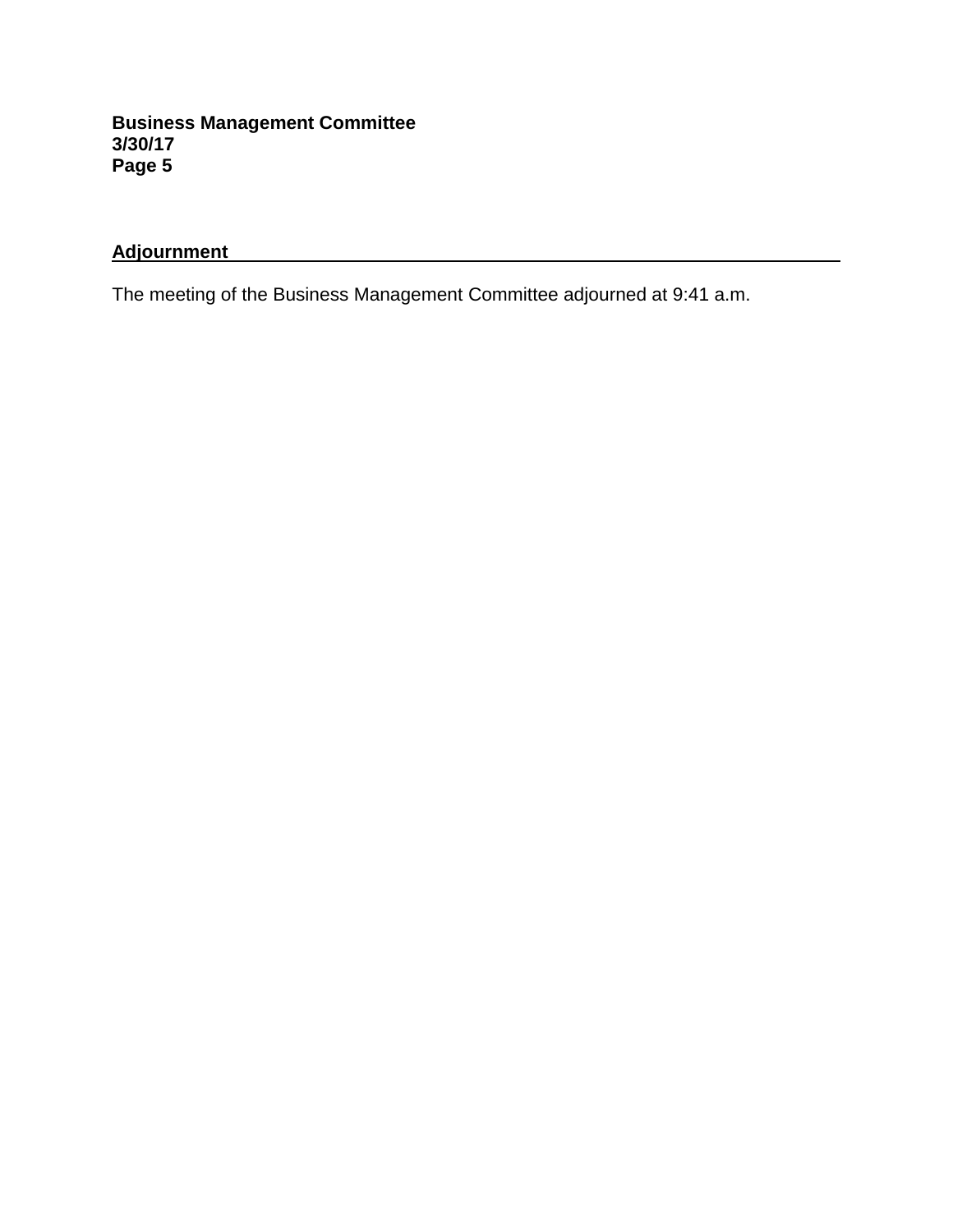## Adjournment

The meeting of the Business Management Committee adjourned at 9:41 a.m.